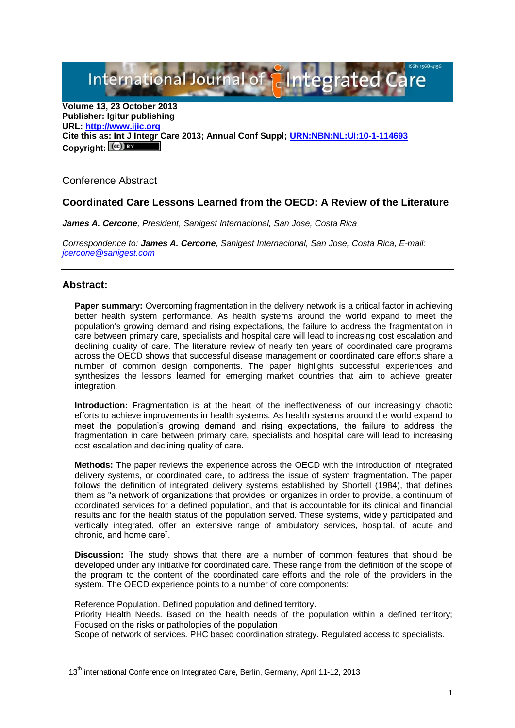Volume 13, 23 October 2013
**Publisher: Igitur publishing**
**URL: http://www.ijic.org**
**Cite this as: Int J Integr Care 2013; Annual Conf Suppl; URN:NBN:NL:UI:10-1-114693**
**Copyright:**

Conference Abstract

## Coordinated Care Lessons Learned from the OECD: A Review of the Literature

***James A. Cercone**, President, Sanigest Internacional, San Jose, Costa Rica*

*Correspondence to: **James A. Cercone**, Sanigest Internacional, San Jose, Costa Rica, E-mail: jcercone@sanigest.com*

## Abstract:

**Paper summary:** Overcoming fragmentation in the delivery network is a critical factor in achieving better health system performance. As health systems around the world expand to meet the population's growing demand and rising expectations, the failure to address the fragmentation in care between primary care, specialists and hospital care will lead to increasing cost escalation and declining quality of care. The literature review of nearly ten years of coordinated care programs across the OECD shows that successful disease management or coordinated care efforts share a number of common design components. The paper highlights successful experiences and synthesizes the lessons learned for emerging market countries that aim to achieve greater integration.

**Introduction:** Fragmentation is at the heart of the ineffectiveness of our increasingly chaotic efforts to achieve improvements in health systems. As health systems around the world expand to meet the population's growing demand and rising expectations, the failure to address the fragmentation in care between primary care, specialists and hospital care will lead to increasing cost escalation and declining quality of care.

**Methods:** The paper reviews the experience across the OECD with the introduction of integrated delivery systems, or coordinated care, to address the issue of system fragmentation. The paper follows the definition of integrated delivery systems established by Shortell (1984), that defines them as "a network of organizations that provides, or organizes in order to provide, a continuum of coordinated services for a defined population, and that is accountable for its clinical and financial results and for the health status of the population served. These systems, widely participated and vertically integrated, offer an extensive range of ambulatory services, hospital, of acute and chronic, and home care".

**Discussion:** The study shows that there are a number of common features that should be developed under any initiative for coordinated care. These range from the definition of the scope of the program to the content of the coordinated care efforts and the role of the providers in the system. The OECD experience points to a number of core components:

Reference Population. Defined population and defined territory.
Priority Health Needs. Based on the health needs of the population within a defined territory; Focused on the risks or pathologies of the population
Scope of network of services. PHC based coordination strategy. Regulated access to specialists.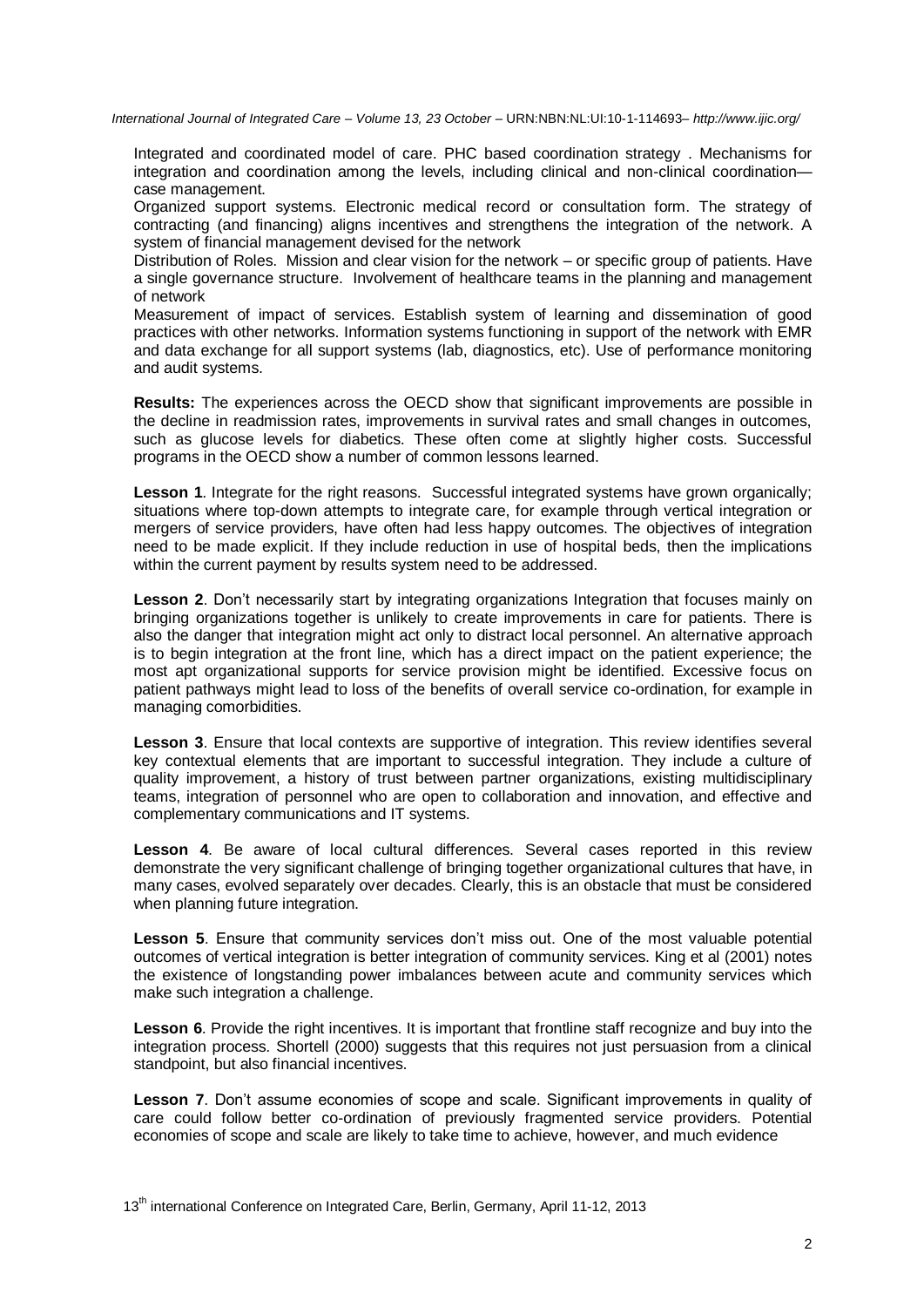Integrated and coordinated model of care. PHC based coordination strategy . Mechanisms for integration and coordination among the levels, including clinical and non-clinical coordination—case management.

Organized support systems. Electronic medical record or consultation form. The strategy of contracting (and financing) aligns incentives and strengthens the integration of the network. A system of financial management devised for the network

Distribution of Roles. Mission and clear vision for the network – or specific group of patients. Have a single governance structure. Involvement of healthcare teams in the planning and management of network

Measurement of impact of services. Establish system of learning and dissemination of good practices with other networks. Information systems functioning in support of the network with EMR and data exchange for all support systems (lab, diagnostics, etc). Use of performance monitoring and audit systems.

**Results:** The experiences across the OECD show that significant improvements are possible in the decline in readmission rates, improvements in survival rates and small changes in outcomes, such as glucose levels for diabetics. These often come at slightly higher costs. Successful programs in the OECD show a number of common lessons learned.

**Lesson 1**. Integrate for the right reasons. Successful integrated systems have grown organically; situations where top-down attempts to integrate care, for example through vertical integration or mergers of service providers, have often had less happy outcomes. The objectives of integration need to be made explicit. If they include reduction in use of hospital beds, then the implications within the current payment by results system need to be addressed.

**Lesson 2**. Don't necessarily start by integrating organizations Integration that focuses mainly on bringing organizations together is unlikely to create improvements in care for patients. There is also the danger that integration might act only to distract local personnel. An alternative approach is to begin integration at the front line, which has a direct impact on the patient experience; the most apt organizational supports for service provision might be identified. Excessive focus on patient pathways might lead to loss of the benefits of overall service co-ordination, for example in managing comorbidities.

**Lesson 3**. Ensure that local contexts are supportive of integration. This review identifies several key contextual elements that are important to successful integration. They include a culture of quality improvement, a history of trust between partner organizations, existing multidisciplinary teams, integration of personnel who are open to collaboration and innovation, and effective and complementary communications and IT systems.

**Lesson 4**. Be aware of local cultural differences. Several cases reported in this review demonstrate the very significant challenge of bringing together organizational cultures that have, in many cases, evolved separately over decades. Clearly, this is an obstacle that must be considered when planning future integration.

**Lesson 5**. Ensure that community services don't miss out. One of the most valuable potential outcomes of vertical integration is better integration of community services. King et al (2001) notes the existence of longstanding power imbalances between acute and community services which make such integration a challenge.

**Lesson 6**. Provide the right incentives. It is important that frontline staff recognize and buy into the integration process. Shortell (2000) suggests that this requires not just persuasion from a clinical standpoint, but also financial incentives.

**Lesson 7**. Don't assume economies of scope and scale. Significant improvements in quality of care could follow better co-ordination of previously fragmented service providers. Potential economies of scope and scale are likely to take time to achieve, however, and much evidence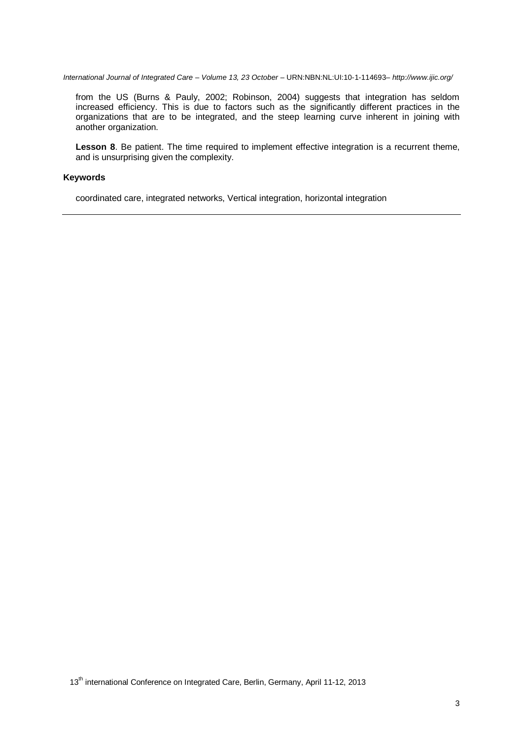from the US (Burns & Pauly, 2002; Robinson, 2004) suggests that integration has seldom increased efficiency. This is due to factors such as the significantly different practices in the organizations that are to be integrated, and the steep learning curve inherent in joining with another organization.

**Lesson 8**. Be patient. The time required to implement effective integration is a recurrent theme, and is unsurprising given the complexity.

### Keywords

coordinated care, integrated networks, Vertical integration, horizontal integration